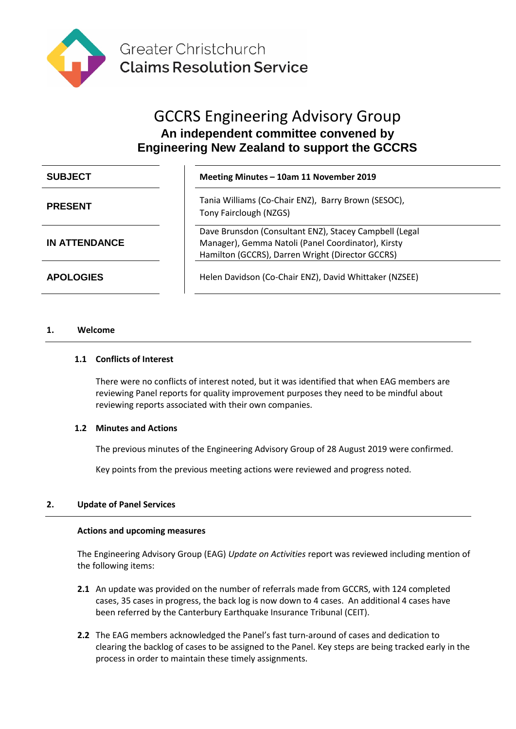Greater Christchurch
**Claims Resolution Service**

# GCCRS Engineering Advisory Group

## An independent committee convened by Engineering New Zealand to support the GCCRS

| | |
|---|---|
| **SUBJECT** | **Meeting Minutes – 10am 11 November 2019** |
| **PRESENT** | Tania Williams (Co-Chair ENZ), Barry Brown (SESOC), Tony Fairclough (NZGS) |
| **IN ATTENDANCE** | Dave Brunsdon (Consultant ENZ), Stacey Campbell (Legal Manager), Gemma Natoli (Panel Coordinator), Kirsty Hamilton (GCCRS), Darren Wright (Director GCCRS) |
| **APOLOGIES** | Helen Davidson (Co-Chair ENZ), David Whittaker (NZSEE) |

### 1. Welcome

#### 1.1 Conflicts of Interest

There were no conflicts of interest noted, but it was identified that when EAG members are reviewing Panel reports for quality improvement purposes they need to be mindful about reviewing reports associated with their own companies.

#### 1.2 Minutes and Actions

The previous minutes of the Engineering Advisory Group of 28 August 2019 were confirmed.

Key points from the previous meeting actions were reviewed and progress noted.

### 2. Update of Panel Services

**Actions and upcoming measures**

The Engineering Advisory Group (EAG) *Update on Activities* report was reviewed including mention of the following items:

**2.1** An update was provided on the number of referrals made from GCCRS, with 124 completed cases, 35 cases in progress, the back log is now down to 4 cases. An additional 4 cases have been referred by the Canterbury Earthquake Insurance Tribunal (CEIT).

**2.2** The EAG members acknowledged the Panel's fast turn-around of cases and dedication to clearing the backlog of cases to be assigned to the Panel. Key steps are being tracked early in the process in order to maintain these timely assignments.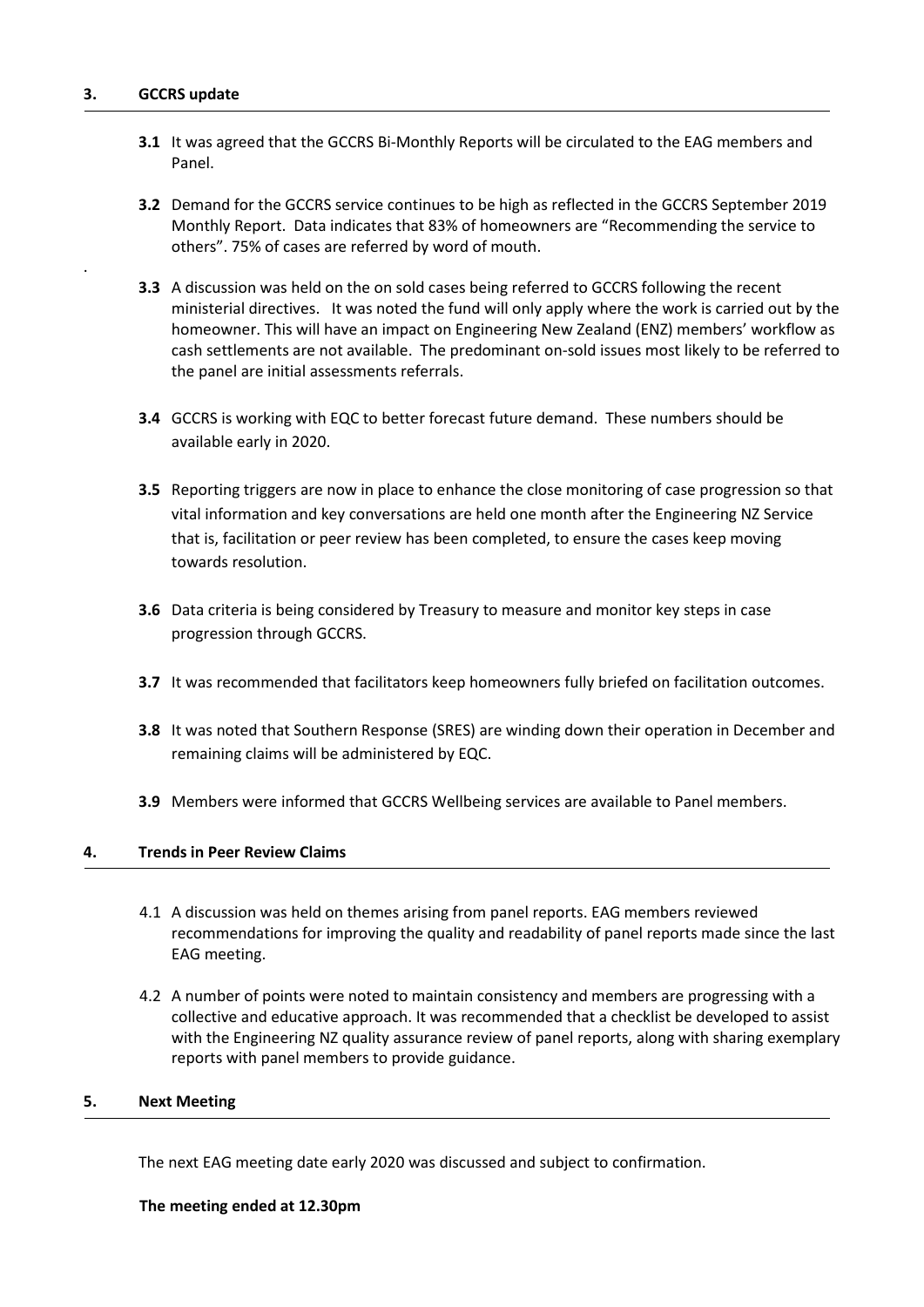## 3. GCCRS update

**3.1** It was agreed that the GCCRS Bi-Monthly Reports will be circulated to the EAG members and Panel.

**3.2** Demand for the GCCRS service continues to be high as reflected in the GCCRS September 2019 Monthly Report. Data indicates that 83% of homeowners are "Recommending the service to others". 75% of cases are referred by word of mouth.

**3.3** A discussion was held on the on sold cases being referred to GCCRS following the recent ministerial directives. It was noted the fund will only apply where the work is carried out by the homeowner. This will have an impact on Engineering New Zealand (ENZ) members' workflow as cash settlements are not available. The predominant on-sold issues most likely to be referred to the panel are initial assessments referrals.

**3.4** GCCRS is working with EQC to better forecast future demand. These numbers should be available early in 2020.

**3.5** Reporting triggers are now in place to enhance the close monitoring of case progression so that vital information and key conversations are held one month after the Engineering NZ Service that is, facilitation or peer review has been completed, to ensure the cases keep moving towards resolution.

**3.6** Data criteria is being considered by Treasury to measure and monitor key steps in case progression through GCCRS.

**3.7** It was recommended that facilitators keep homeowners fully briefed on facilitation outcomes.

**3.8** It was noted that Southern Response (SRES) are winding down their operation in December and remaining claims will be administered by EQC.

**3.9** Members were informed that GCCRS Wellbeing services are available to Panel members.

## 4. Trends in Peer Review Claims

4.1 A discussion was held on themes arising from panel reports. EAG members reviewed recommendations for improving the quality and readability of panel reports made since the last EAG meeting.

4.2 A number of points were noted to maintain consistency and members are progressing with a collective and educative approach. It was recommended that a checklist be developed to assist with the Engineering NZ quality assurance review of panel reports, along with sharing exemplary reports with panel members to provide guidance.

## 5. Next Meeting

The next EAG meeting date early 2020 was discussed and subject to confirmation.

**The meeting ended at 12.30pm**